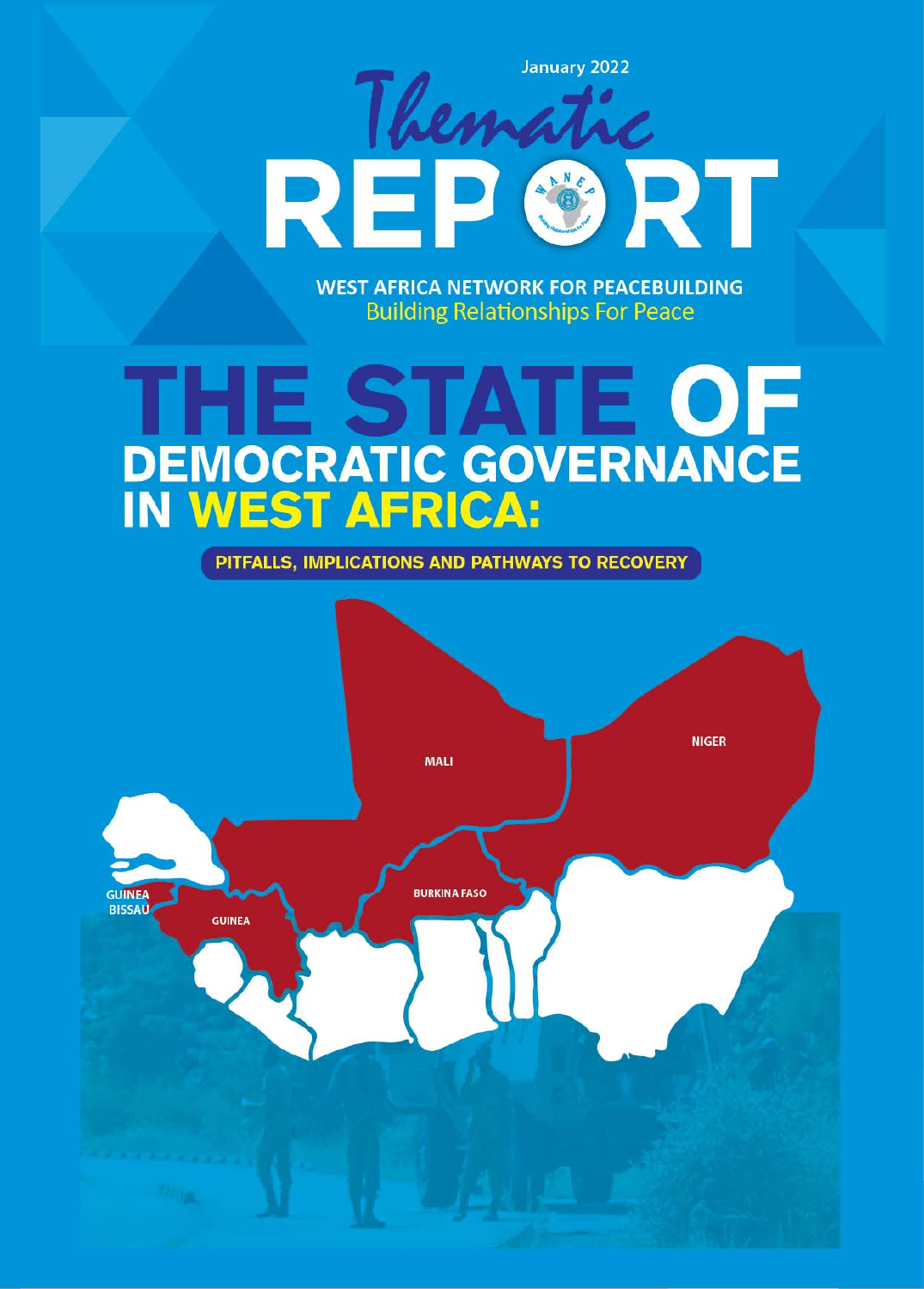January 2022

# Thematic REPORT

WEST AFRICA NETWORK FOR PEACEBUILDING

Building Relationships For Peace

# THE STATE OF DEMOCRATIC GOVERNANCE IN WEST AFRICA:

## PITFALLS, IMPLICATIONS AND PATHWAYS TO RECOVERY

MALI

NIGER

GUINEA BISSAU

GUINEA

BURKINA FASO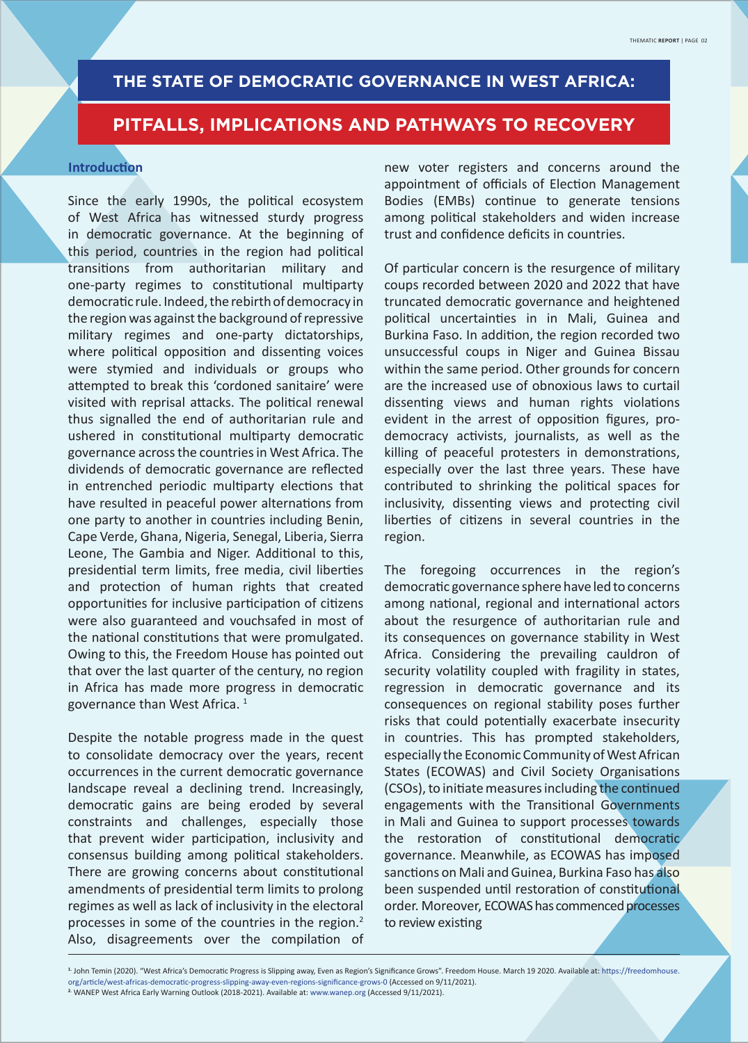# THE STATE OF DEMOCRATIC GOVERNANCE IN WEST AFRICA:

# PITFALLS, IMPLICATIONS AND PATHWAYS TO RECOVERY

## Introduction

Since the early 1990s, the political ecosystem of West Africa has witnessed sturdy progress in democratic governance. At the beginning of this period, countries in the region had political transitions from authoritarian military and one-party regimes to constitutional multiparty democratic rule. Indeed, the rebirth of democracy in the region was against the background of repressive military regimes and one-party dictatorships, where political opposition and dissenting voices were stymied and individuals or groups who attempted to break this 'cordoned sanitaire' were visited with reprisal attacks. The political renewal thus signalled the end of authoritarian rule and ushered in constitutional multiparty democratic governance across the countries in West Africa. The dividends of democratic governance are reflected in entrenched periodic multiparty elections that have resulted in peaceful power alternations from one party to another in countries including Benin, Cape Verde, Ghana, Nigeria, Senegal, Liberia, Sierra Leone, The Gambia and Niger. Additional to this, presidential term limits, free media, civil liberties and protection of human rights that created opportunities for inclusive participation of citizens were also guaranteed and vouchsafed in most of the national constitutions that were promulgated. Owing to this, the Freedom House has pointed out that over the last quarter of the century, no region in Africa has made more progress in democratic governance than West Africa. [1]

Despite the notable progress made in the quest to consolidate democracy over the years, recent occurrences in the current democratic governance landscape reveal a declining trend. Increasingly, democratic gains are being eroded by several constraints and challenges, especially those that prevent wider participation, inclusivity and consensus building among political stakeholders. There are growing concerns about constitutional amendments of presidential term limits to prolong regimes as well as lack of inclusivity in the electoral processes in some of the countries in the region.[2] Also, disagreements over the compilation of new voter registers and concerns around the appointment of officials of Election Management Bodies (EMBs) continue to generate tensions among political stakeholders and widen increase trust and confidence deficits in countries.

Of particular concern is the resurgence of military coups recorded between 2020 and 2022 that have truncated democratic governance and heightened political uncertainties in in Mali, Guinea and Burkina Faso. In addition, the region recorded two unsuccessful coups in Niger and Guinea Bissau within the same period. Other grounds for concern are the increased use of obnoxious laws to curtail dissenting views and human rights violations evident in the arrest of opposition figures, pro-democracy activists, journalists, as well as the killing of peaceful protesters in demonstrations, especially over the last three years. These have contributed to shrinking the political spaces for inclusivity, dissenting views and protecting civil liberties of citizens in several countries in the region.

The foregoing occurrences in the region's democratic governance sphere have led to concerns among national, regional and international actors about the resurgence of authoritarian rule and its consequences on governance stability in West Africa. Considering the prevailing cauldron of security volatility coupled with fragility in states, regression in democratic governance and its consequences on regional stability poses further risks that could potentially exacerbate insecurity in countries. This has prompted stakeholders, especially the Economic Community of West African States (ECOWAS) and Civil Society Organisations (CSOs), to initiate measures including the continued engagements with the Transitional Governments in Mali and Guinea to support processes towards the restoration of constitutional democratic governance. Meanwhile, as ECOWAS has imposed sanctions on Mali and Guinea, Burkina Faso has also been suspended until restoration of constitutional order. Moreover, ECOWAS has commenced processes to review existing

---

[1] John Temin (2020). "West Africa's Democratic Progress is Slipping away, Even as Region's Significance Grows". Freedom House. March 19 2020. Available at: https://freedomhouse.org/article/west-africas-democratic-progress-slipping-away-even-regions-significance-grows-0 (Accessed on 9/11/2021).

[2] WANEP West Africa Early Warning Outlook (2018-2021). Available at: www.wanep.org (Accessed 9/11/2021).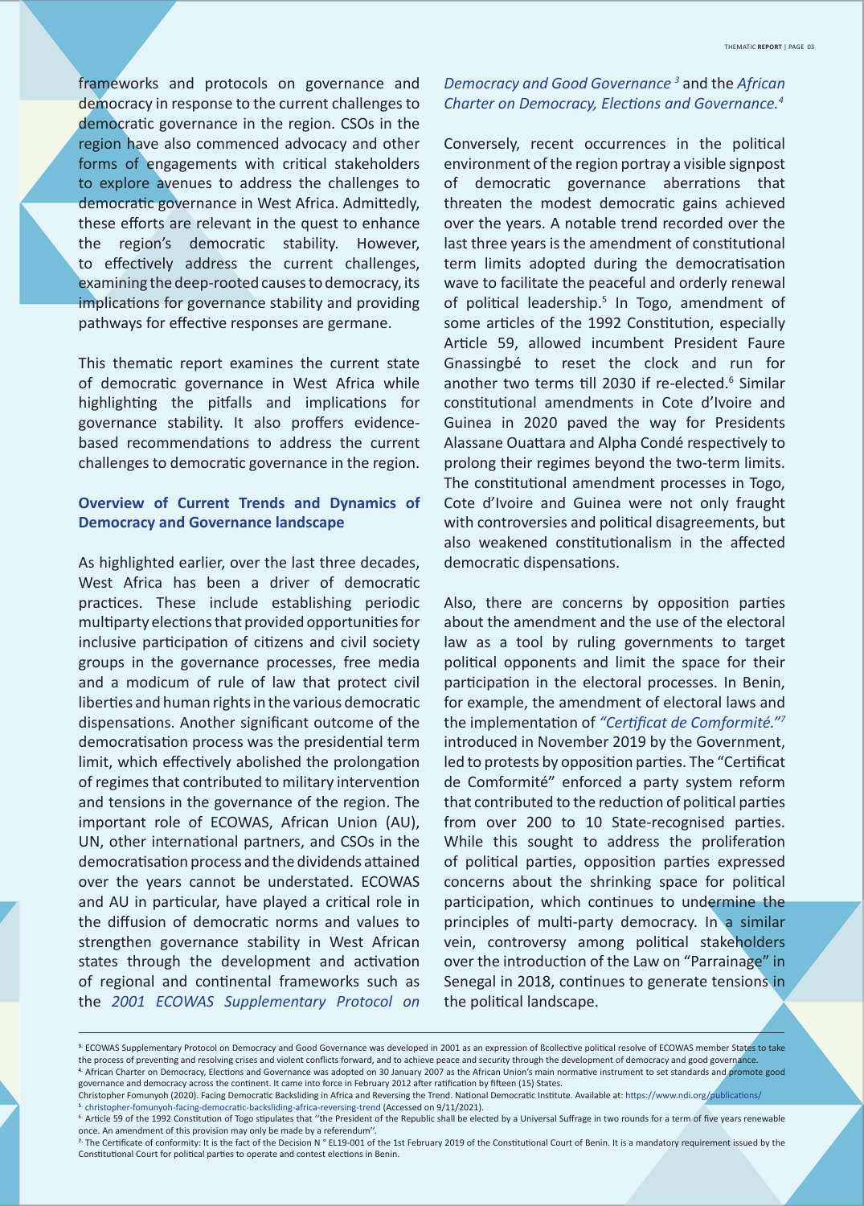frameworks and protocols on governance and democracy in response to the current challenges to democratic governance in the region. CSOs in the region have also commenced advocacy and other forms of engagements with critical stakeholders to explore avenues to address the challenges to democratic governance in West Africa. Admittedly, these efforts are relevant in the quest to enhance the region's democratic stability. However, to effectively address the current challenges, examining the deep-rooted causes to democracy, its implications for governance stability and providing pathways for effective responses are germane.

This thematic report examines the current state of democratic governance in West Africa while highlighting the pitfalls and implications for governance stability. It also proffers evidence-based recommendations to address the current challenges to democratic governance in the region.

## Overview of Current Trends and Dynamics of Democracy and Governance landscape

As highlighted earlier, over the last three decades, West Africa has been a driver of democratic practices. These include establishing periodic multiparty elections that provided opportunities for inclusive participation of citizens and civil society groups in the governance processes, free media and a modicum of rule of law that protect civil liberties and human rights in the various democratic dispensations. Another significant outcome of the democratisation process was the presidential term limit, which effectively abolished the prolongation of regimes that contributed to military intervention and tensions in the governance of the region. The important role of ECOWAS, African Union (AU), UN, other international partners, and CSOs in the democratisation process and the dividends attained over the years cannot be understated. ECOWAS and AU in particular, have played a critical role in the diffusion of democratic norms and values to strengthen governance stability in West African states through the development and activation of regional and continental frameworks such as the *2001 ECOWAS Supplementary Protocol on Democracy and Good Governance* [3] and the *African Charter on Democracy, Elections and Governance.* [4]

Conversely, recent occurrences in the political environment of the region portray a visible signpost of democratic governance aberrations that threaten the modest democratic gains achieved over the years. A notable trend recorded over the last three years is the amendment of constitutional term limits adopted during the democratisation wave to facilitate the peaceful and orderly renewal of political leadership.[5] In Togo, amendment of some articles of the 1992 Constitution, especially Article 59, allowed incumbent President Faure Gnassingbé to reset the clock and run for another two terms till 2030 if re-elected.[6] Similar constitutional amendments in Cote d'Ivoire and Guinea in 2020 paved the way for Presidents Alassane Ouattara and Alpha Condé respectively to prolong their regimes beyond the two-term limits. The constitutional amendment processes in Togo, Cote d'Ivoire and Guinea were not only fraught with controversies and political disagreements, but also weakened constitutionalism in the affected democratic dispensations.

Also, there are concerns by opposition parties about the amendment and the use of the electoral law as a tool by ruling governments to target political opponents and limit the space for their participation in the electoral processes. In Benin, for example, the amendment of electoral laws and the implementation of *"Certificat de Comformité."* [7] introduced in November 2019 by the Government, led to protests by opposition parties. The "Certificat de Comformité" enforced a party system reform that contributed to the reduction of political parties from over 200 to 10 State-recognised parties. While this sought to address the proliferation of political parties, opposition parties expressed concerns about the shrinking space for political participation, which continues to undermine the principles of multi-party democracy. In a similar vein, controversy among political stakeholders over the introduction of the Law on "Parrainage" in Senegal in 2018, continues to generate tensions in the political landscape.

---

[3] ECOWAS Supplementary Protocol on Democracy and Good Governance was developed in 2001 as an expression of ßcollective political resolve of ECOWAS member States to take the process of preventing and resolving crises and violent conflicts forward, and to achieve peace and security through the development of democracy and good governance.

[4] African Charter on Democracy, Elections and Governance was adopted on 30 January 2007 as the African Union's main normative instrument to set standards and promote good governance and democracy across the continent. It came into force in February 2012 after ratification by fifteen (15) States.

[5] Christopher Fomunyoh (2020). Facing Democratic Backsliding in Africa and Reversing the Trend. National Democratic Institute. Available at: https://www.ndi.org/publications/christopher-fomunyoh-facing-democratic-backsliding-africa-reversing-trend (Accessed on 9/11/2021).

[6] Article 59 of the 1992 Constitution of Togo stipulates that "the President of the Republic shall be elected by a Universal Suffrage in two rounds for a term of five years renewable once. An amendment of this provision may only be made by a referendum".

[7] The Certificate of conformity: It is the fact of the Decision N ° EL19-001 of the 1st February 2019 of the Constitutional Court of Benin. It is a mandatory requirement issued by the Constitutional Court for political parties to operate and contest elections in Benin.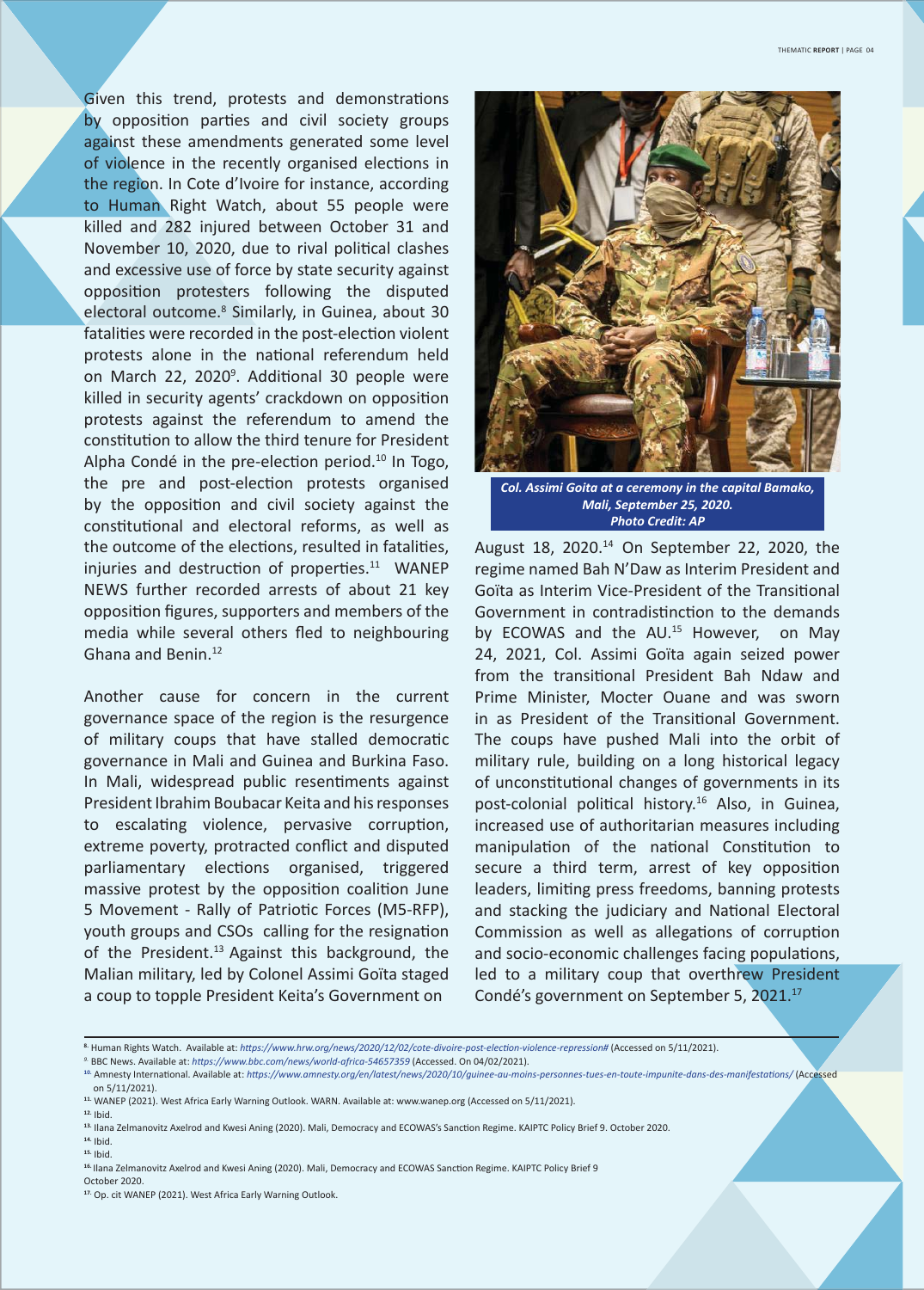Given this trend, protests and demonstrations by opposition parties and civil society groups against these amendments generated some level of violence in the recently organised elections in the region. In Cote d'Ivoire for instance, according to Human Right Watch, about 55 people were killed and 282 injured between October 31 and November 10, 2020, due to rival political clashes and excessive use of force by state security against opposition protesters following the disputed electoral outcome.[8] Similarly, in Guinea, about 30 fatalities were recorded in the post-election violent protests alone in the national referendum held on March 22, 2020[9]. Additional 30 people were killed in security agents' crackdown on opposition protests against the referendum to amend the constitution to allow the third tenure for President Alpha Condé in the pre-election period.[10] In Togo, the pre and post-election protests organised by the opposition and civil society against the constitutional and electoral reforms, as well as the outcome of the elections, resulted in fatalities, injuries and destruction of properties.[11] WANEP NEWS further recorded arrests of about 21 key opposition figures, supporters and members of the media while several others fled to neighbouring Ghana and Benin.[12]

Another cause for concern in the current governance space of the region is the resurgence of military coups that have stalled democratic governance in Mali and Guinea and Burkina Faso. In Mali, widespread public resentiments against President Ibrahim Boubacar Keita and his responses to escalating violence, pervasive corruption, extreme poverty, protracted conflict and disputed parliamentary elections organised, triggered massive protest by the opposition coalition June 5 Movement - Rally of Patriotic Forces (M5-RFP), youth groups and CSOs calling for the resignation of the President.[13] Against this background, the Malian military, led by Colonel Assimi Goïta staged a coup to topple President Keita's Government on August 18, 2020.[14] On September 22, 2020, the regime named Bah N'Daw as Interim President and Goïta as Interim Vice-President of the Transitional Government in contradistinction to the demands by ECOWAS and the AU.[15] However, on May 24, 2021, Col. Assimi Goïta again seized power from the transitional President Bah Ndaw and Prime Minister, Mocter Ouane and was sworn in as President of the Transitional Government. The coups have pushed Mali into the orbit of military rule, building on a long historical legacy of unconstitutional changes of governments in its post-colonial political history.[16] Also, in Guinea, increased use of authoritarian measures including manipulation of the national Constitution to secure a third term, arrest of key opposition leaders, limiting press freedoms, banning protests and stacking the judiciary and National Electoral Commission as well as allegations of corruption and socio-economic challenges facing populations, led to a military coup that overthrew President Condé's government on September 5, 2021.[17]

***Col. Assimi Goita at a ceremony in the capital Bamako, Mali, September 25, 2020. Photo Credit: AP***

---

[8] Human Rights Watch. Available at: *https://www.hrw.org/news/2020/12/02/cote-divoire-post-election-violence-repression#* (Accessed on 5/11/2021).

[9] BBC News. Available at: *https://www.bbc.com/news/world-africa-54657359* (Accessed. On 04/02/2021).

[10] Amnesty International. Available at: *https://www.amnesty.org/en/latest/news/2020/10/guinee-au-moins-personnes-tues-en-toute-impunite-dans-des-manifestations/* (Accessed on 5/11/2021).

[11] WANEP (2021). West Africa Early Warning Outlook. WARN. Available at: www.wanep.org (Accessed on 5/11/2021).

[12] Ibid.

[13] Ilana Zelmanovitz Axelrod and Kwesi Aning (2020). Mali, Democracy and ECOWAS's Sanction Regime. KAIPTC Policy Brief 9. October 2020.

[14] Ibid.

[15] Ibid.

[16] Ilana Zelmanovitz Axelrod and Kwesi Aning (2020). Mali, Democracy and ECOWAS Sanction Regime. KAIPTC Policy Brief 9 October 2020.

[17] Op. cit WANEP (2021). West Africa Early Warning Outlook.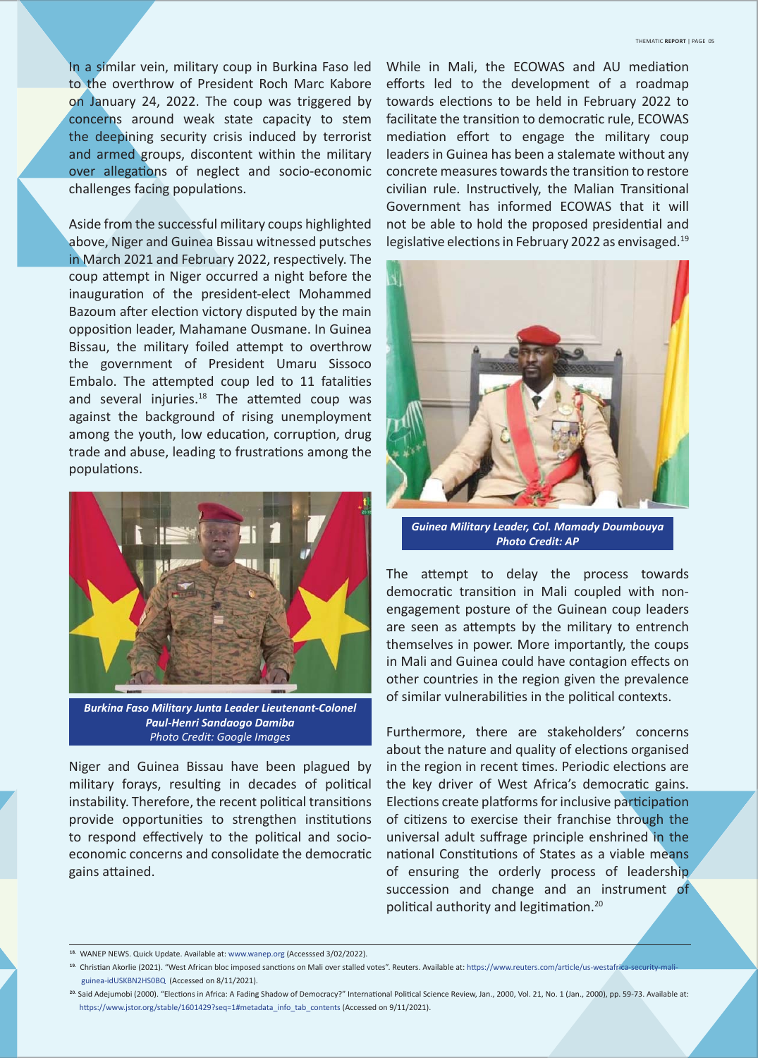In a similar vein, military coup in Burkina Faso led to the overthrow of President Roch Marc Kabore on January 24, 2022. The coup was triggered by concerns around weak state capacity to stem the deepining security crisis induced by terrorist and armed groups, discontent within the military over allegations of neglect and socio-economic challenges facing populations.

Aside from the successful military coups highlighted above, Niger and Guinea Bissau witnessed putsches in March 2021 and February 2022, respectively. The coup attempt in Niger occurred a night before the inauguration of the president-elect Mohammed Bazoum after election victory disputed by the main opposition leader, Mahamane Ousmane. In Guinea Bissau, the military foiled attempt to overthrow the government of President Umaru Sissoco Embalo. The attempted coup led to 11 fatalities and several injuries.[18] The attemted coup was against the background of rising unemployment among the youth, low education, corruption, drug trade and abuse, leading to frustrations among the populations.

***Burkina Faso Military Junta Leader Lieutenant-Colonel Paul-Henri Sandaogo Damiba***
*Photo Credit: Google Images*

Niger and Guinea Bissau have been plagued by military forays, resulting in decades of political instability. Therefore, the recent political transitions provide opportunities to strengthen institutions to respond effectively to the political and socio-economic concerns and consolidate the democratic gains attained.

While in Mali, the ECOWAS and AU mediation efforts led to the development of a roadmap towards elections to be held in February 2022 to facilitate the transition to democratic rule, ECOWAS mediation effort to engage the military coup leaders in Guinea has been a stalemate without any concrete measures towards the transition to restore civilian rule. Instructively, the Malian Transitional Government has informed ECOWAS that it will not be able to hold the proposed presidential and legislative elections in February 2022 as envisaged.[19]

***Guinea Military Leader, Col. Mamady Doumbouya***
***Photo Credit: AP***

The attempt to delay the process towards democratic transition in Mali coupled with non-engagement posture of the Guinean coup leaders are seen as attempts by the military to entrench themselves in power. More importantly, the coups in Mali and Guinea could have contagion effects on other countries in the region given the prevalence of similar vulnerabilities in the political contexts.

Furthermore, there are stakeholders' concerns about the nature and quality of elections organised in the region in recent times. Periodic elections are the key driver of West Africa's democratic gains. Elections create platforms for inclusive participation of citizens to exercise their franchise through the universal adult suffrage principle enshrined in the national Constitutions of States as a viable means of ensuring the orderly process of leadership succession and change and an instrument of political authority and legitimation.[20]

---

[18] WANEP NEWS. Quick Update. Available at: www.wanep.org (Accesssed 3/02/2022).

[19] Christian Akorlie (2021). "West African bloc imposed sanctions on Mali over stalled votes". Reuters. Available at: https://www.reuters.com/article/us-westafrica-security-mali-guinea-idUSKBN2HS0BQ (Accessed on 8/11/2021).

[20] Said Adejumobi (2000). "Elections in Africa: A Fading Shadow of Democracy?" International Political Science Review, Jan., 2000, Vol. 21, No. 1 (Jan., 2000), pp. 59-73. Available at: https://www.jstor.org/stable/1601429?seq=1#metadata_info_tab_contents (Accessed on 9/11/2021).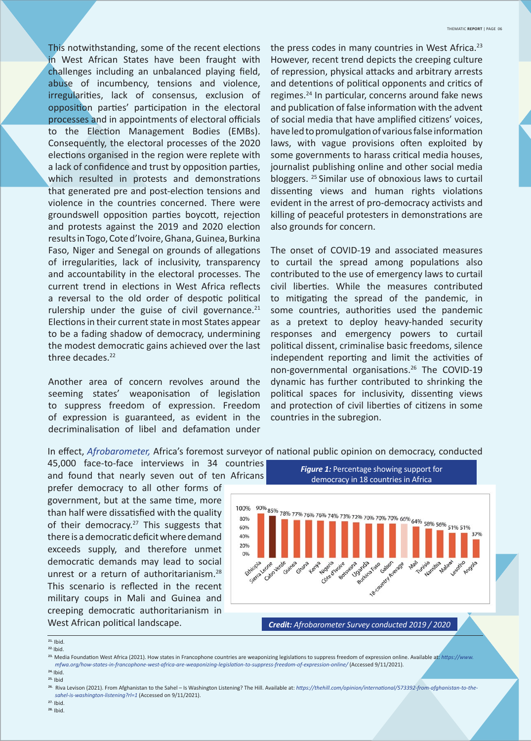This notwithstanding, some of the recent elections in West African States have been fraught with challenges including an unbalanced playing field, abuse of incumbency, tensions and violence, irregularities, lack of consensus, exclusion of opposition parties' participation in the electoral processes and in appointments of electoral officials to the Election Management Bodies (EMBs). Consequently, the electoral processes of the 2020 elections organised in the region were replete with a lack of confidence and trust by opposition parties, which resulted in protests and demonstrations that generated pre and post-election tensions and violence in the countries concerned. There were groundswell opposition parties boycott, rejection and protests against the 2019 and 2020 election results in Togo, Cote d'Ivoire, Ghana, Guinea, Burkina Faso, Niger and Senegal on grounds of allegations of irregularities, lack of inclusivity, transparency and accountability in the electoral processes. The current trend in elections in West Africa reflects a reversal to the old order of despotic political rulership under the guise of civil governance.[21] Elections in their current state in most States appear to be a fading shadow of democracy, undermining the modest democratic gains achieved over the last three decades.[22]

Another area of concern revolves around the seeming states' weaponisation of legislation to suppress freedom of expression. Freedom of expression is guaranteed, as evident in the decriminalisation of libel and defamation under the press codes in many countries in West Africa.[23] However, recent trend depicts the creeping culture of repression, physical attacks and arbitrary arrests and detentions of political opponents and critics of regimes.[24] In particular, concerns around fake news and publication of false information with the advent of social media that have amplified citizens' voices, have led to promulgation of various false information laws, with vague provisions often exploited by some governments to harass critical media houses, journalist publishing online and other social media bloggers. [25] Similar use of obnoxious laws to curtail dissenting views and human rights violations evident in the arrest of pro-democracy activists and killing of peaceful protesters in demonstrations are also grounds for concern.

The onset of COVID-19 and associated measures to curtail the spread among populations also contributed to the use of emergency laws to curtail civil liberties. While the measures contributed to mitigating the spread of the pandemic, in some countries, authorities used the pandemic as a pretext to deploy heavy-handed security responses and emergency powers to curtail political dissent, criminalise basic freedoms, silence independent reporting and limit the activities of non-governmental organisations.[26] The COVID-19 dynamic has further contributed to shrinking the political spaces for inclusivity, dissenting views and protection of civil liberties of citizens in some countries in the subregion.

In effect, *Afrobarometer,* Africa's foremost surveyor of national public opinion on democracy, conducted 45,000 face-to-face interviews in 34 countries and found that nearly seven out of ten Africans prefer democracy to all other forms of government, but at the same time, more than half were dissatisfied with the quality of their democracy.[27] This suggests that there is a democratic deficit where demand exceeds supply, and therefore unmet democratic demands may lead to social unrest or a return of authoritarianism.[28] This scenario is reflected in the recent military coups in Mali and Guinea and creeping democratic authoritarianism in West African political landscape.

***Figure 1:*** Percentage showing support for democracy in 18 countries in Africa

| Country | Support for democracy |
|---|---|
| Ethiopia | 90% |
| Sierra Leone | 85% |
| Cabo Verde | 78% |
| Guinea | 77% |
| Ghana | 76% |
| Kenya | 76% |
| Nigeria | 74% |
| Côte d'Ivoire | 73% |
| Botswana | 72% |
| Uganda | 70% |
| Burkina Faso | 70% |
| Gabon | 70% |
| 18-country Average | 66% |
| Mali | 64% |
| Tunisia | 58% |
| Namibia | 56% |
| Malawi | 51% |
| Lesotho | 51% |
| Angola | 37% |

***Credit:*** *Afrobarometer Survey conducted 2019 / 2020*

---

21. Ibid.
22. Ibid.
23. Media Foundation West Africa (2021). How states in Francophone countries are weaponizing legislations to suppress freedom of expression online. Available at: *https://www.mfwa.org/how-states-in-francophone-west-africa-are-weaponizing-legislation-to-suppress-freedom-of-expression-online/* (Accessed 9/11/2021).
24. Ibid.
25. Ibid
26. Riva Levison (2021). From Afghanistan to the Sahel – Is Washington Listening? The Hill. Available at: *https://thehill.com/opinion/international/573392-from-afghanistan-to-the-sahel-is-washington-listening?rl=1* (Accessed on 9/11/2021).
27. Ibid.
28. Ibid.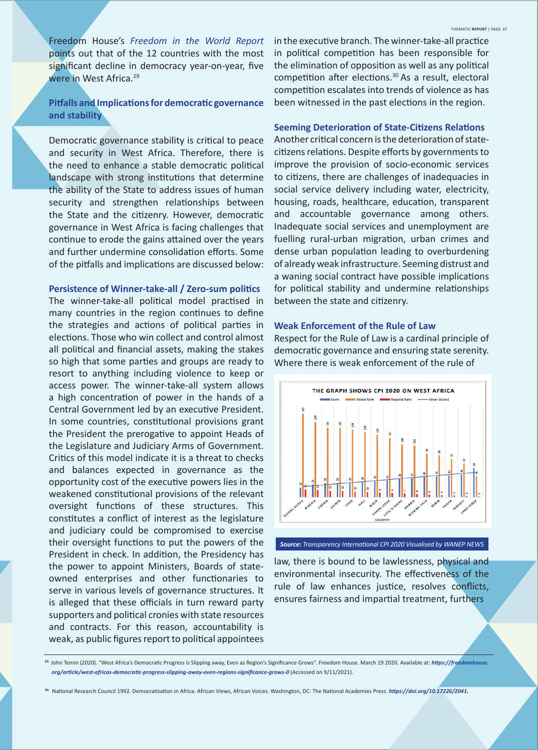Freedom House's *Freedom in the World Report* points out that of the 12 countries with the most significant decline in democracy year-on-year, five were in West Africa.[29]

## Pitfalls and Implications for democratic governance and stability

Democratic governance stability is critical to peace and security in West Africa. Therefore, there is the need to enhance a stable democratic political landscape with strong institutions that determine the ability of the State to address issues of human security and strengthen relationships between the State and the citizenry. However, democratic governance in West Africa is facing challenges that continue to erode the gains attained over the years and further undermine consolidation efforts. Some of the pitfalls and implications are discussed below:

### Persistence of Winner-take-all / Zero-sum politics

The winner-take-all political model practised in many countries in the region continues to define the strategies and actions of political parties in elections. Those who win collect and control almost all political and financial assets, making the stakes so high that some parties and groups are ready to resort to anything including violence to keep or access power. The winner-take-all system allows a high concentration of power in the hands of a Central Government led by an executive President. In some countries, constitutional provisions grant the President the prerogative to appoint Heads of the Legislature and Judiciary Arms of Government. Critics of this model indicate it is a threat to checks and balances expected in governance as the opportunity cost of the executive powers lies in the weakened constitutional provisions of the relevant oversight functions of these structures. This constitutes a conflict of interest as the legislature and judiciary could be compromised to exercise their oversight functions to put the powers of the President in check. In addition, the Presidency has the power to appoint Ministers, Boards of state-owned enterprises and other functionaries to serve in various levels of governance structures. It is alleged that these officials in turn reward party supporters and political cronies with state resources and contracts. For this reason, accountability is weak, as public figures report to political appointees in the executive branch. The winner-take-all practice in political competition has been responsible for the elimination of opposition as well as any political competition after elections.[30] As a result, electoral competition escalates into trends of violence as has been witnessed in the past elections in the region.

### Seeming Deterioration of State-Citizens Relations

Another critical concern is the deterioration of state-citizens relations. Despite efforts by governments to improve the provision of socio-economic services to citizens, there are challenges of inadequacies in social service delivery including water, electricity, housing, roads, healthcare, education, transparent and accountable governance among others. Inadequate social services and unemployment are fuelling rural-urban migration, urban crimes and dense urban population leading to overburdening of already weak infrastructure. Seeming distrust and a waning social contract have possible implications for political stability and undermine relationships between the state and citizenry.

### Weak Enforcement of the Rule of Law

Respect for the Rule of Law is a cardinal principle of democratic governance and ensuring state serenity. Where there is weak enforcement of the rule of law, there is bound to be lawlessness, physical and environmental insecurity. The effectiveness of the rule of law enhances justice, resolves conflicts, ensures fairness and impartial treatment, furthers

**THE GRAPH SHOWS CPI 2020 ON WEST AFRICA**

| Country | Score | Global Rank | Regional Rank |
|---|---|---|---|
| Guinea Bissau | 19 | 165 | 15 |
| Nigeria | 25 | 149 | 14 |
| Liberia | 28 | 137 | 13 |
| Guinea | 28 | 137 | 12 |
| Togo | 29 | 134 | 11 |
| Mali | 30 | 129 | 10 |
| Niger | 32 | 123 | 9 |
| Sierra Leone | 33 | 117 | 8 |
| Cote d'Ivoire | 36 | 104 | 7 |
| Gambia | 37 | 102 | 6 |
| Burkina Faso | 40 | 86 | 5 |
| Benin | 41 | 83 | 4 |
| Ghana | 43 | 75 | 3 |
| Senegal | 45 | 67 | 2 |
| Cabo Verde | 58 | 41 | 1 |

*Source: Transparency International CPI 2020 Visualised by WANEP NEWS*

---

[29] John Temin (2020). "West Africa's Democratic Progress is Slipping away, Even as Region's Significance Grows". Freedom House. March 19 2020. Available at: ***https://freedomhouse.org/article/west-africas-democratic-progress-slipping-away-even-regions-significance-grows-0*** (Accessed on 9/11/2021).

[30] National Research Council 1992. Democratization in Africa: African Views, African Voices. Washington, DC: The National Academies Press. ***https://doi.org/10.17226/2041.***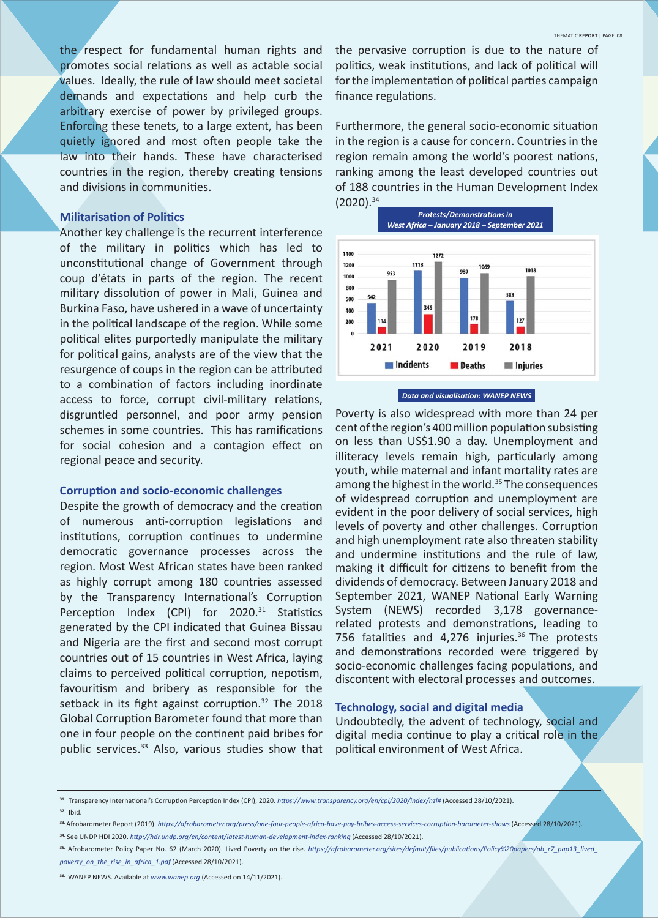the respect for fundamental human rights and promotes social relations as well as actable social values. Ideally, the rule of law should meet societal demands and expectations and help curb the arbitrary exercise of power by privileged groups. Enforcing these tenets, to a large extent, has been quietly ignored and most often people take the law into their hands. These have characterised countries in the region, thereby creating tensions and divisions in communities.

### Militarisation of Politics

Another key challenge is the recurrent interference of the military in politics which has led to unconstitutional change of Government through coup d'états in parts of the region. The recent military dissolution of power in Mali, Guinea and Burkina Faso, have ushered in a wave of uncertainty in the political landscape of the region. While some political elites purportedly manipulate the military for political gains, analysts are of the view that the resurgence of coups in the region can be attributed to a combination of factors including inordinate access to force, corrupt civil-military relations, disgruntled personnel, and poor army pension schemes in some countries. This has ramifications for social cohesion and a contagion effect on regional peace and security.

### Corruption and socio-economic challenges

Despite the growth of democracy and the creation of numerous anti-corruption legislations and institutions, corruption continues to undermine democratic governance processes across the region. Most West African states have been ranked as highly corrupt among 180 countries assessed by the Transparency International's Corruption Perception Index (CPI) for 2020.[31] Statistics generated by the CPI indicated that Guinea Bissau and Nigeria are the first and second most corrupt countries out of 15 countries in West Africa, laying claims to perceived political corruption, nepotism, favouritism and bribery as responsible for the setback in its fight against corruption.[32] The 2018 Global Corruption Barometer found that more than one in four people on the continent paid bribes for public services.[33] Also, various studies show that the pervasive corruption is due to the nature of politics, weak institutions, and lack of political will for the implementation of political parties campaign finance regulations.

Furthermore, the general socio-economic situation in the region is a cause for concern. Countries in the region remain among the world's poorest nations, ranking among the least developed countries out of 188 countries in the Human Development Index (2020).[34]

**Protests/Demonstrations in West Africa – January 2018 – September 2021**

| Year | Incidents | Deaths | Injuries |
|---|---|---|---|
| 2021 | 542 | 114 | 953 |
| 2020 | 1118 | 346 | 1272 |
| 2019 | 989 | 178 | 1069 |
| 2018 | 583 | 127 | 1018 |

*Data and visualisation: WANEP NEWS*

Poverty is also widespread with more than 24 per cent of the region's 400 million population subsisting on less than US$1.90 a day. Unemployment and illiteracy levels remain high, particularly among youth, while maternal and infant mortality rates are among the highest in the world.[35] The consequences of widespread corruption and unemployment are evident in the poor delivery of social services, high levels of poverty and other challenges. Corruption and high unemployment rate also threaten stability and undermine institutions and the rule of law, making it difficult for citizens to benefit from the dividends of democracy. Between January 2018 and September 2021, WANEP National Early Warning System (NEWS) recorded 3,178 governance-related protests and demonstrations, leading to 756 fatalities and 4,276 injuries.[36] The protests and demonstrations recorded were triggered by socio-economic challenges facing populations, and discontent with electoral processes and outcomes.

### Technology, social and digital media

Undoubtedly, the advent of technology, social and digital media continue to play a critical role in the political environment of West Africa.

---

31. Transparency International's Corruption Perception Index (CPI), 2020. *https://www.transparency.org/en/cpi/2020/index/nzl#* (Accessed 28/10/2021).
32. Ibid.
33. Afrobarometer Report (2019). *https://afrobarometer.org/press/one-four-people-africa-have-pay-bribes-access-services-corruption-barometer-shows* (Accessed 28/10/2021).
34. See UNDP HDI 2020. *http://hdr.undp.org/en/content/latest-human-development-index-ranking* (Accessed 28/10/2021).
35. Afrobarometer Policy Paper No. 62 (March 2020). Lived Poverty on the rise. *https://afrobarometer.org/sites/default/files/publications/Policy%20papers/ab_r7_pap13_lived_poverty_on_the_rise_in_africa_1.pdf* (Accessed 28/10/2021).
36. WANEP NEWS. Available at *www.wanep.org* (Accessed on 14/11/2021).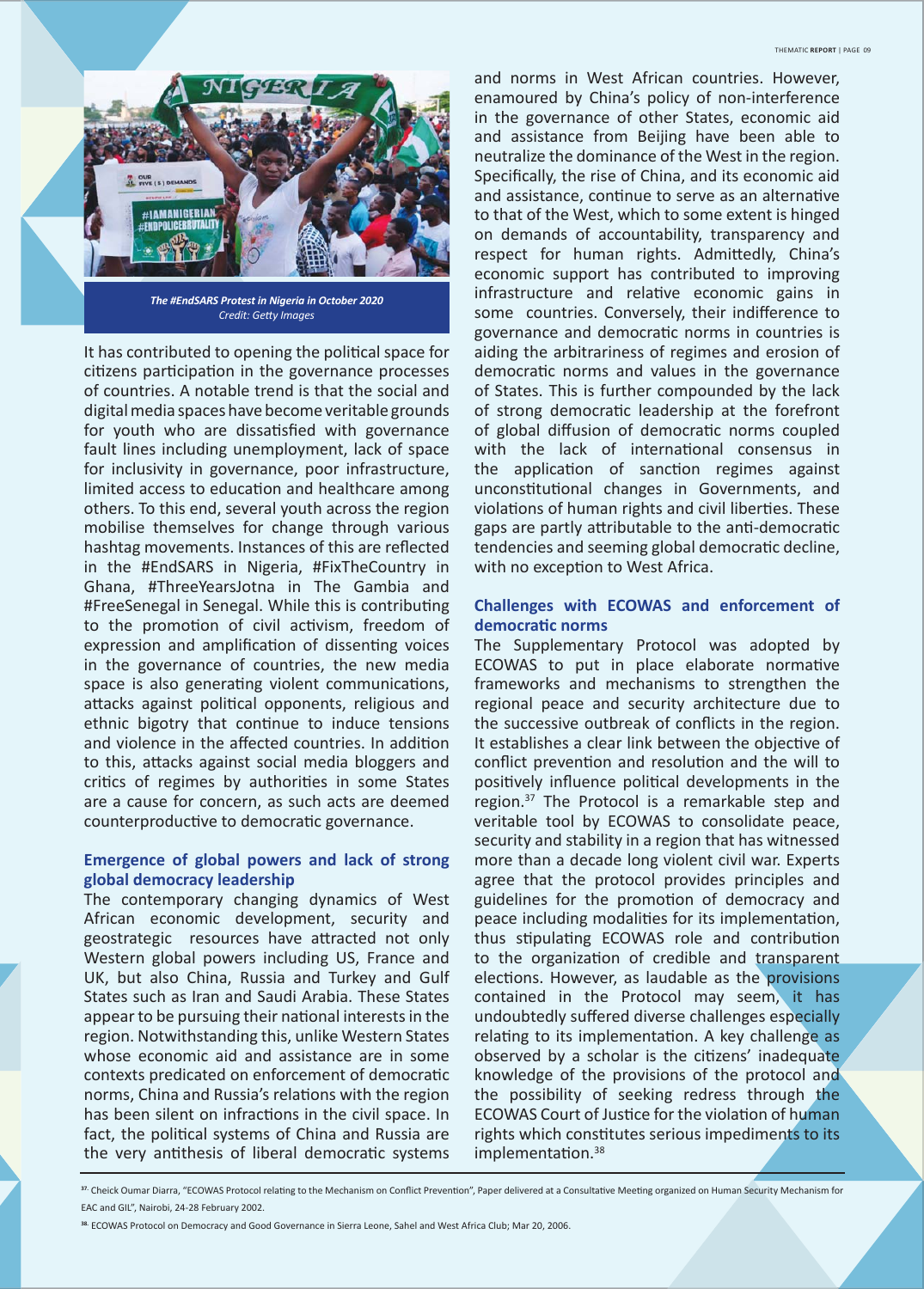*The #EndSARS Protest in Nigeria in October 2020*
*Credit: Getty Images*

It has contributed to opening the political space for citizens participation in the governance processes of countries. A notable trend is that the social and digital media spaces have become veritable grounds for youth who are dissatisfied with governance fault lines including unemployment, lack of space for inclusivity in governance, poor infrastructure, limited access to education and healthcare among others. To this end, several youth across the region mobilise themselves for change through various hashtag movements. Instances of this are reflected in the #EndSARS in Nigeria, #FixTheCountry in Ghana, #ThreeYearsJotna in The Gambia and #FreeSenegal in Senegal. While this is contributing to the promotion of civil activism, freedom of expression and amplification of dissenting voices in the governance of countries, the new media space is also generating violent communications, attacks against political opponents, religious and ethnic bigotry that continue to induce tensions and violence in the affected countries. In addition to this, attacks against social media bloggers and critics of regimes by authorities in some States are a cause for concern, as such acts are deemed counterproductive to democratic governance.

### Emergence of global powers and lack of strong global democracy leadership

The contemporary changing dynamics of West African economic development, security and geostrategic resources have attracted not only Western global powers including US, France and UK, but also China, Russia and Turkey and Gulf States such as Iran and Saudi Arabia. These States appear to be pursuing their national interests in the region. Notwithstanding this, unlike Western States whose economic aid and assistance are in some contexts predicated on enforcement of democratic norms, China and Russia's relations with the region has been silent on infractions in the civil space. In fact, the political systems of China and Russia are the very antithesis of liberal democratic systems and norms in West African countries. However, enamoured by China's policy of non-interference in the governance of other States, economic aid and assistance from Beijing have been able to neutralize the dominance of the West in the region. Specifically, the rise of China, and its economic aid and assistance, continue to serve as an alternative to that of the West, which to some extent is hinged on demands of accountability, transparency and respect for human rights. Admittedly, China's economic support has contributed to improving infrastructure and relative economic gains in some countries. Conversely, their indifference to governance and democratic norms in countries is aiding the arbitrariness of regimes and erosion of democratic norms and values in the governance of States. This is further compounded by the lack of strong democratic leadership at the forefront of global diffusion of democratic norms coupled with the lack of international consensus in the application of sanction regimes against unconstitutional changes in Governments, and violations of human rights and civil liberties. These gaps are partly attributable to the anti-democratic tendencies and seeming global democratic decline, with no exception to West Africa.

### Challenges with ECOWAS and enforcement of democratic norms

The Supplementary Protocol was adopted by ECOWAS to put in place elaborate normative frameworks and mechanisms to strengthen the regional peace and security architecture due to the successive outbreak of conflicts in the region. It establishes a clear link between the objective of conflict prevention and resolution and the will to positively influence political developments in the region.[37] The Protocol is a remarkable step and veritable tool by ECOWAS to consolidate peace, security and stability in a region that has witnessed more than a decade long violent civil war. Experts agree that the protocol provides principles and guidelines for the promotion of democracy and peace including modalities for its implementation, thus stipulating ECOWAS role and contribution to the organization of credible and transparent elections. However, as laudable as the provisions contained in the Protocol may seem, it has undoubtedly suffered diverse challenges especially relating to its implementation. A key challenge as observed by a scholar is the citizens' inadequate knowledge of the provisions of the protocol and the possibility of seeking redress through the ECOWAS Court of Justice for the violation of human rights which constitutes serious impediments to its implementation.[38]

---

[37] Cheick Oumar Diarra, "ECOWAS Protocol relating to the Mechanism on Conflict Prevention", Paper delivered at a Consultative Meeting organized on Human Security Mechanism for EAC and GIL", Nairobi, 24-28 February 2002.

[38] ECOWAS Protocol on Democracy and Good Governance in Sierra Leone, Sahel and West Africa Club; Mar 20, 2006.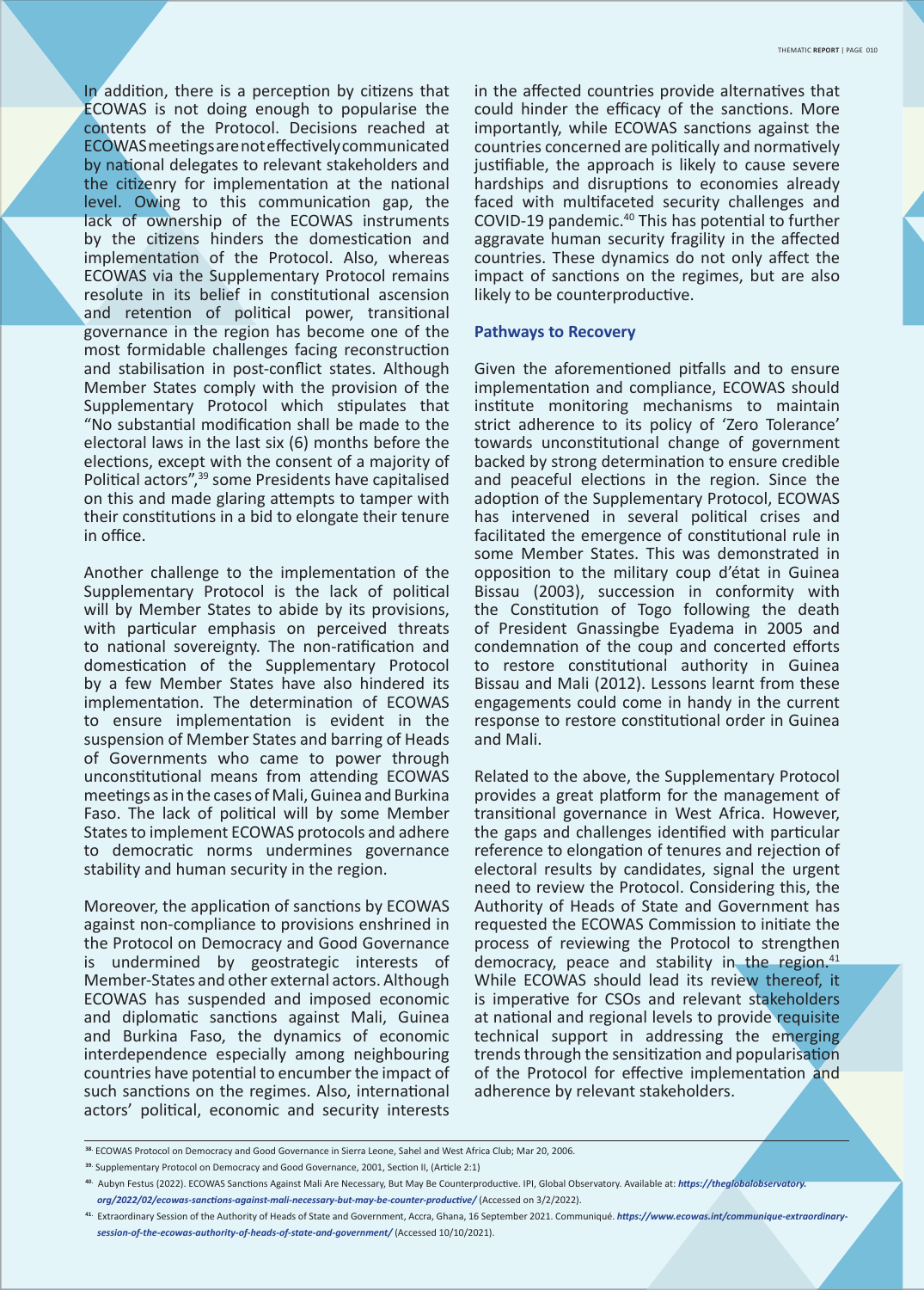In addition, there is a perception by citizens that ECOWAS is not doing enough to popularise the contents of the Protocol. Decisions reached at ECOWAS meetings are not effectively communicated by national delegates to relevant stakeholders and the citizenry for implementation at the national level. Owing to this communication gap, the lack of ownership of the ECOWAS instruments by the citizens hinders the domestication and implementation of the Protocol. Also, whereas ECOWAS via the Supplementary Protocol remains resolute in its belief in constitutional ascension and retention of political power, transitional governance in the region has become one of the most formidable challenges facing reconstruction and stabilisation in post-conflict states. Although Member States comply with the provision of the Supplementary Protocol which stipulates that "No substantial modification shall be made to the electoral laws in the last six (6) months before the elections, except with the consent of a majority of Political actors",[39] some Presidents have capitalised on this and made glaring attempts to tamper with their constitutions in a bid to elongate their tenure in office.

Another challenge to the implementation of the Supplementary Protocol is the lack of political will by Member States to abide by its provisions, with particular emphasis on perceived threats to national sovereignty. The non-ratification and domestication of the Supplementary Protocol by a few Member States have also hindered its implementation. The determination of ECOWAS to ensure implementation is evident in the suspension of Member States and barring of Heads of Governments who came to power through unconstitutional means from attending ECOWAS meetings as in the cases of Mali, Guinea and Burkina Faso. The lack of political will by some Member States to implement ECOWAS protocols and adhere to democratic norms undermines governance stability and human security in the region.

Moreover, the application of sanctions by ECOWAS against non-compliance to provisions enshrined in the Protocol on Democracy and Good Governance is undermined by geostrategic interests of Member-States and other external actors. Although ECOWAS has suspended and imposed economic and diplomatic sanctions against Mali, Guinea and Burkina Faso, the dynamics of economic interdependence especially among neighbouring countries have potential to encumber the impact of such sanctions on the regimes. Also, international actors' political, economic and security interests in the affected countries provide alternatives that could hinder the efficacy of the sanctions. More importantly, while ECOWAS sanctions against the countries concerned are politically and normatively justifiable, the approach is likely to cause severe hardships and disruptions to economies already faced with multifaceted security challenges and COVID-19 pandemic.[40] This has potential to further aggravate human security fragility in the affected countries. These dynamics do not only affect the impact of sanctions on the regimes, but are also likely to be counterproductive.

### Pathways to Recovery

Given the aforementioned pitfalls and to ensure implementation and compliance, ECOWAS should institute monitoring mechanisms to maintain strict adherence to its policy of 'Zero Tolerance' towards unconstitutional change of government backed by strong determination to ensure credible and peaceful elections in the region. Since the adoption of the Supplementary Protocol, ECOWAS has intervened in several political crises and facilitated the emergence of constitutional rule in some Member States. This was demonstrated in opposition to the military coup d'état in Guinea Bissau (2003), succession in conformity with the Constitution of Togo following the death of President Gnassingbe Eyadema in 2005 and condemnation of the coup and concerted efforts to restore constitutional authority in Guinea Bissau and Mali (2012). Lessons learnt from these engagements could come in handy in the current response to restore constitutional order in Guinea and Mali.

Related to the above, the Supplementary Protocol provides a great platform for the management of transitional governance in West Africa. However, the gaps and challenges identified with particular reference to elongation of tenures and rejection of electoral results by candidates, signal the urgent need to review the Protocol. Considering this, the Authority of Heads of State and Government has requested the ECOWAS Commission to initiate the process of reviewing the Protocol to strengthen democracy, peace and stability in the region.[41] While ECOWAS should lead its review thereof, it is imperative for CSOs and relevant stakeholders at national and regional levels to provide requisite technical support in addressing the emerging trends through the sensitization and popularisation of the Protocol for effective implementation and adherence by relevant stakeholders.

---

[38] ECOWAS Protocol on Democracy and Good Governance in Sierra Leone, Sahel and West Africa Club; Mar 20, 2006.

[39] Supplementary Protocol on Democracy and Good Governance, 2001, Section II, (Article 2:1)

[40] Aubyn Festus (2022). ECOWAS Sanctions Against Mali Are Necessary, But May Be Counterproductive. IPI, Global Observatory. Available at: ***https://theglobalobservatory.org/2022/02/ecowas-sanctions-against-mali-necessary-but-may-be-counter-productive/*** (Accessed on 3/2/2022).

[41] Extraordinary Session of the Authority of Heads of State and Government, Accra, Ghana, 16 September 2021. Communiqué. ***https://www.ecowas.int/communique-extraordinary-session-of-the-ecowas-authority-of-heads-of-state-and-government/*** (Accessed 10/10/2021).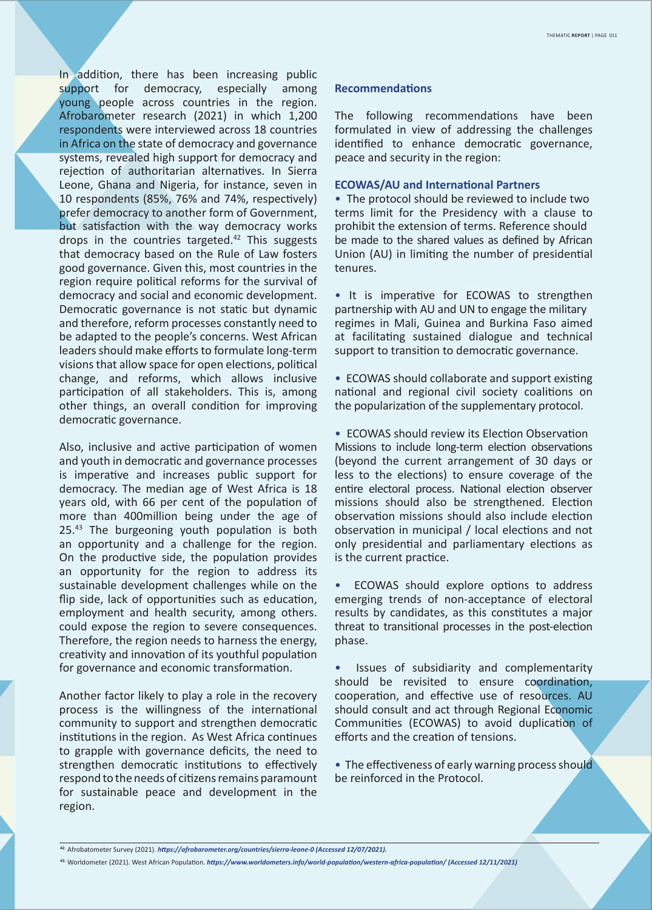In addition, there has been increasing public support for democracy, especially among young people across countries in the region. Afrobarometer research (2021) in which 1,200 respondents were interviewed across 18 countries in Africa on the state of democracy and governance systems, revealed high support for democracy and rejection of authoritarian alternatives. In Sierra Leone, Ghana and Nigeria, for instance, seven in 10 respondents (85%, 76% and 74%, respectively) prefer democracy to another form of Government, but satisfaction with the way democracy works drops in the countries targeted.[42] This suggests that democracy based on the Rule of Law fosters good governance. Given this, most countries in the region require political reforms for the survival of democracy and social and economic development. Democratic governance is not static but dynamic and therefore, reform processes constantly need to be adapted to the people's concerns. West African leaders should make efforts to formulate long-term visions that allow space for open elections, political change, and reforms, which allows inclusive participation of all stakeholders. This is, among other things, an overall condition for improving democratic governance.

Also, inclusive and active participation of women and youth in democratic and governance processes is imperative and increases public support for democracy. The median age of West Africa is 18 years old, with 66 per cent of the population of more than 400million being under the age of 25.[43] The burgeoning youth population is both an opportunity and a challenge for the region. On the productive side, the population provides an opportunity for the region to address its sustainable development challenges while on the flip side, lack of opportunities such as education, employment and health security, among others. could expose the region to severe consequences. Therefore, the region needs to harness the energy, creativity and innovation of its youthful population for governance and economic transformation.

Another factor likely to play a role in the recovery process is the willingness of the international community to support and strengthen democratic institutions in the region. As West Africa continues to grapple with governance deficits, the need to strengthen democratic institutions to effectively respond to the needs of citizens remains paramount for sustainable peace and development in the region.

## Recommendations

The following recommendations have been formulated in view of addressing the challenges identified to enhance democratic governance, peace and security in the region:

### ECOWAS/AU and International Partners

- The protocol should be reviewed to include two terms limit for the Presidency with a clause to prohibit the extension of terms. Reference should be made to the shared values as defined by African Union (AU) in limiting the number of presidential tenures.

- It is imperative for ECOWAS to strengthen partnership with AU and UN to engage the military regimes in Mali, Guinea and Burkina Faso aimed at facilitating sustained dialogue and technical support to transition to democratic governance.

- ECOWAS should collaborate and support existing national and regional civil society coalitions on the popularization of the supplementary protocol.

- ECOWAS should review its Election Observation Missions to include long-term election observations (beyond the current arrangement of 30 days or less to the elections) to ensure coverage of the entire electoral process. National election observer missions should also be strengthened. Election observation missions should also include election observation in municipal / local elections and not only presidential and parliamentary elections as is the current practice.

- ECOWAS should explore options to address emerging trends of non-acceptance of electoral results by candidates, as this constitutes a major threat to transitional processes in the post-election phase.

- Issues of subsidiarity and complementarity should be revisited to ensure coordination, cooperation, and effective use of resources. AU should consult and act through Regional Economic Communities (ECOWAS) to avoid duplication of efforts and the creation of tensions.

- The effectiveness of early warning process should be reinforced in the Protocol.

---

[42] Afrobatometer Survey (2021). ***https://afrobarometer.org/countries/sierra-leone-0 (Accessed 12/07/2021).***

[43] Worldometer (2021). West African Population. ***https://www.worldometers.info/world-population/western-africa-population/ (Accessed 12/11/2021)***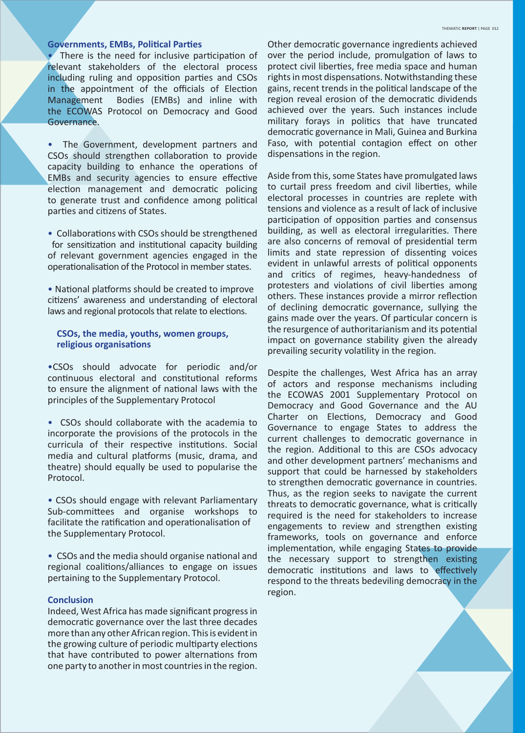### Governments, EMBs, Political Parties

- There is the need for inclusive participation of relevant stakeholders of the electoral process including ruling and opposition parties and CSOs in the appointment of the officials of Election Management Bodies (EMBs) and inline with the ECOWAS Protocol on Democracy and Good Governance.

- The Government, development partners and CSOs should strengthen collaboration to provide capacity building to enhance the operations of EMBs and security agencies to ensure effective election management and democratic policing to generate trust and confidence among political parties and citizens of States.

- Collaborations with CSOs should be strengthened for sensitization and institutional capacity building of relevant government agencies engaged in the operationalisation of the Protocol in member states.

- National platforms should be created to improve citizens' awareness and understanding of electoral laws and regional protocols that relate to elections.

### CSOs, the media, youths, women groups, religious organisations

- CSOs should advocate for periodic and/or continuous electoral and constitutional reforms to ensure the alignment of national laws with the principles of the Supplementary Protocol

- CSOs should collaborate with the academia to incorporate the provisions of the protocols in the curricula of their respective institutions. Social media and cultural platforms (music, drama, and theatre) should equally be used to popularise the Protocol.

- CSOs should engage with relevant Parliamentary Sub-committees and organise workshops to facilitate the ratification and operationalisation of the Supplementary Protocol.

- CSOs and the media should organise national and regional coalitions/alliances to engage on issues pertaining to the Supplementary Protocol.

### Conclusion

Indeed, West Africa has made significant progress in democratic governance over the last three decades more than any other African region. This is evident in the growing culture of periodic multiparty elections that have contributed to power alternations from one party to another in most countries in the region.

Other democratic governance ingredients achieved over the period include, promulgation of laws to protect civil liberties, free media space and human rights in most dispensations. Notwithstanding these gains, recent trends in the political landscape of the region reveal erosion of the democratic dividends achieved over the years. Such instances include military forays in politics that have truncated democratic governance in Mali, Guinea and Burkina Faso, with potential contagion effect on other dispensations in the region.

Aside from this, some States have promulgated laws to curtail press freedom and civil liberties, while electoral processes in countries are replete with tensions and violence as a result of lack of inclusive participation of opposition parties and consensus building, as well as electoral irregularities. There are also concerns of removal of presidential term limits and state repression of dissenting voices evident in unlawful arrests of political opponents and critics of regimes, heavy-handedness of protesters and violations of civil liberties among others. These instances provide a mirror reflection of declining democratic governance, sullying the gains made over the years. Of particular concern is the resurgence of authoritarianism and its potential impact on governance stability given the already prevailing security volatility in the region.

Despite the challenges, West Africa has an array of actors and response mechanisms including the ECOWAS 2001 Supplementary Protocol on Democracy and Good Governance and the AU Charter on Elections, Democracy and Good Governance to engage States to address the current challenges to democratic governance in the region. Additional to this are CSOs advocacy and other development partners' mechanisms and support that could be harnessed by stakeholders to strengthen democratic governance in countries. Thus, as the region seeks to navigate the current threats to democratic governance, what is critically required is the need for stakeholders to increase engagements to review and strengthen existing frameworks, tools on governance and enforce implementation, while engaging States to provide the necessary support to strengthen existing democratic institutions and laws to effectively respond to the threats bedeviling democracy in the region.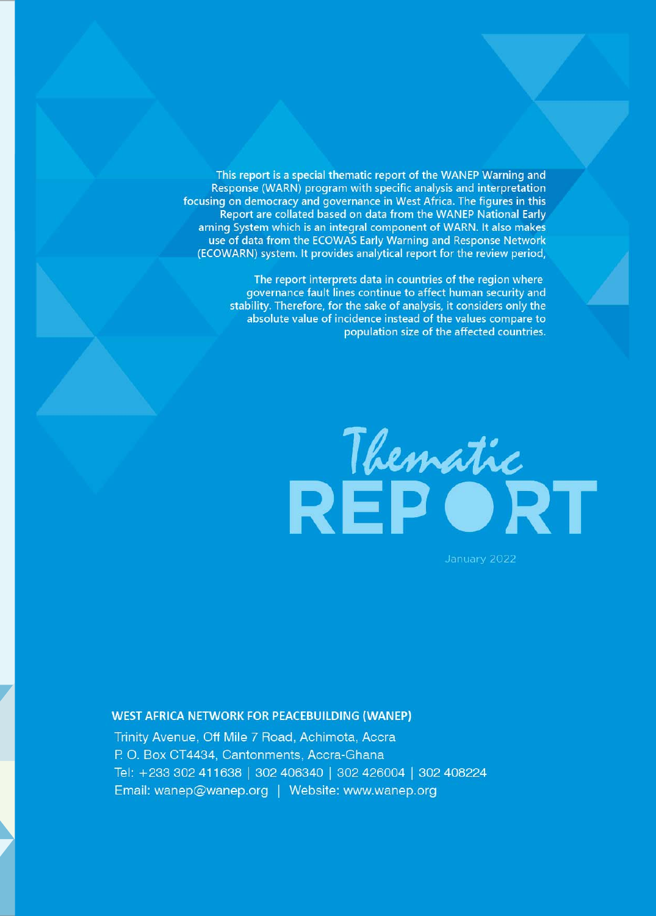This report is a special thematic report of the WANEP Warning and Response (WARN) program with specific analysis and interpretation focusing on democracy and governance in West Africa. The figures in this Report are collated based on data from the WANEP National Early arning System which is an integral component of WARN. It also makes use of data from the ECOWAS Early Warning and Response Network (ECOWARN) system. It provides analytical report for the review period,

The report interprets data in countries of the region where governance fault lines continue to affect human security and stability. Therefore, for the sake of analysis, it considers only the absolute value of incidence instead of the values compare to population size of the affected countries.

# Thematic REPORT

January 2022

**WEST AFRICA NETWORK FOR PEACEBUILDING (WANEP)**

Trinity Avenue, Off Mile 7 Road, Achimota, Accra
P. O. Box CT4434, Cantonments, Accra-Ghana
Tel: +233 302 411638 | 302 406340 | 302 426004 | 302 408224
Email: wanep@wanep.org | Website: www.wanep.org